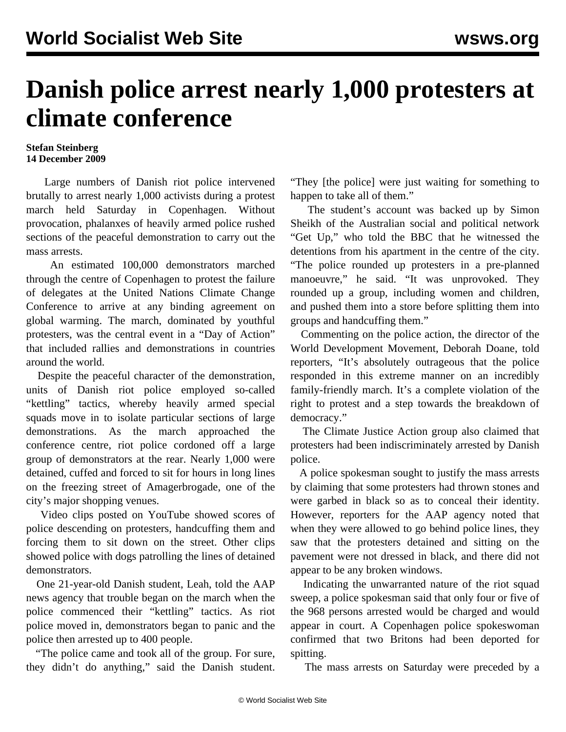# Danish police arrest nearly 1,000 protesters at climate conference

**Stefan Steinberg**
**14 December 2009**

Large numbers of Danish riot police intervened brutally to arrest nearly 1,000 activists during a protest march held Saturday in Copenhagen. Without provocation, phalanxes of heavily armed police rushed sections of the peaceful demonstration to carry out the mass arrests.

An estimated 100,000 demonstrators marched through the centre of Copenhagen to protest the failure of delegates at the United Nations Climate Change Conference to arrive at any binding agreement on global warming. The march, dominated by youthful protesters, was the central event in a "Day of Action" that included rallies and demonstrations in countries around the world.

Despite the peaceful character of the demonstration, units of Danish riot police employed so-called "kettling" tactics, whereby heavily armed special squads move in to isolate particular sections of large demonstrations. As the march approached the conference centre, riot police cordoned off a large group of demonstrators at the rear. Nearly 1,000 were detained, cuffed and forced to sit for hours in long lines on the freezing street of Amagerbrogade, one of the city's major shopping venues.

Video clips posted on YouTube showed scores of police descending on protesters, handcuffing them and forcing them to sit down on the street. Other clips showed police with dogs patrolling the lines of detained demonstrators.

One 21-year-old Danish student, Leah, told the AAP news agency that trouble began on the march when the police commenced their "kettling" tactics. As riot police moved in, demonstrators began to panic and the police then arrested up to 400 people.

"The police came and took all of the group. For sure, they didn't do anything," said the Danish student. "They [the police] were just waiting for something to happen to take all of them."

The student's account was backed up by Simon Sheikh of the Australian social and political network "Get Up," who told the BBC that he witnessed the detentions from his apartment in the centre of the city. "The police rounded up protesters in a pre-planned manoeuvre," he said. "It was unprovoked. They rounded up a group, including women and children, and pushed them into a store before splitting them into groups and handcuffing them."

Commenting on the police action, the director of the World Development Movement, Deborah Doane, told reporters, "It's absolutely outrageous that the police responded in this extreme manner on an incredibly family-friendly march. It's a complete violation of the right to protest and a step towards the breakdown of democracy."

The Climate Justice Action group also claimed that protesters had been indiscriminately arrested by Danish police.

A police spokesman sought to justify the mass arrests by claiming that some protesters had thrown stones and were garbed in black so as to conceal their identity. However, reporters for the AAP agency noted that when they were allowed to go behind police lines, they saw that the protesters detained and sitting on the pavement were not dressed in black, and there did not appear to be any broken windows.

Indicating the unwarranted nature of the riot squad sweep, a police spokesman said that only four or five of the 968 persons arrested would be charged and would appear in court. A Copenhagen police spokeswoman confirmed that two Britons had been deported for spitting.

The mass arrests on Saturday were preceded by a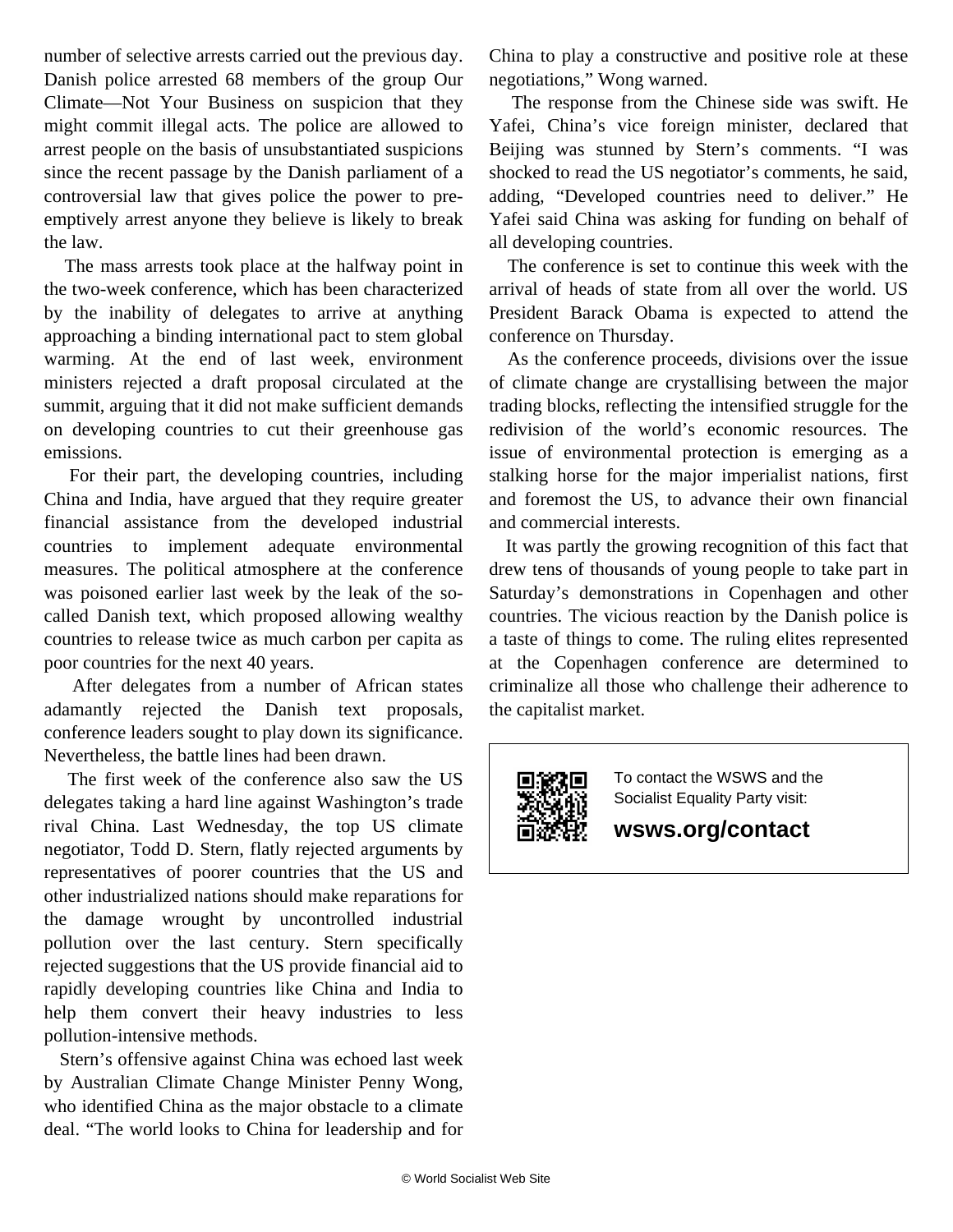number of selective arrests carried out the previous day. Danish police arrested 68 members of the group Our Climate—Not Your Business on suspicion that they might commit illegal acts. The police are allowed to arrest people on the basis of unsubstantiated suspicions since the recent passage by the Danish parliament of a controversial law that gives police the power to pre-emptively arrest anyone they believe is likely to break the law.

The mass arrests took place at the halfway point in the two-week conference, which has been characterized by the inability of delegates to arrive at anything approaching a binding international pact to stem global warming. At the end of last week, environment ministers rejected a draft proposal circulated at the summit, arguing that it did not make sufficient demands on developing countries to cut their greenhouse gas emissions.

For their part, the developing countries, including China and India, have argued that they require greater financial assistance from the developed industrial countries to implement adequate environmental measures. The political atmosphere at the conference was poisoned earlier last week by the leak of the so-called Danish text, which proposed allowing wealthy countries to release twice as much carbon per capita as poor countries for the next 40 years.

After delegates from a number of African states adamantly rejected the Danish text proposals, conference leaders sought to play down its significance. Nevertheless, the battle lines had been drawn.

The first week of the conference also saw the US delegates taking a hard line against Washington's trade rival China. Last Wednesday, the top US climate negotiator, Todd D. Stern, flatly rejected arguments by representatives of poorer countries that the US and other industrialized nations should make reparations for the damage wrought by uncontrolled industrial pollution over the last century. Stern specifically rejected suggestions that the US provide financial aid to rapidly developing countries like China and India to help them convert their heavy industries to less pollution-intensive methods.

Stern's offensive against China was echoed last week by Australian Climate Change Minister Penny Wong, who identified China as the major obstacle to a climate deal. "The world looks to China for leadership and for China to play a constructive and positive role at these negotiations," Wong warned.

The response from the Chinese side was swift. He Yafei, China's vice foreign minister, declared that Beijing was stunned by Stern's comments. "I was shocked to read the US negotiator's comments, he said, adding, "Developed countries need to deliver." He Yafei said China was asking for funding on behalf of all developing countries.

The conference is set to continue this week with the arrival of heads of state from all over the world. US President Barack Obama is expected to attend the conference on Thursday.

As the conference proceeds, divisions over the issue of climate change are crystallising between the major trading blocks, reflecting the intensified struggle for the redivision of the world's economic resources. The issue of environmental protection is emerging as a stalking horse for the major imperialist nations, first and foremost the US, to advance their own financial and commercial interests.

It was partly the growing recognition of this fact that drew tens of thousands of young people to take part in Saturday's demonstrations in Copenhagen and other countries. The vicious reaction by the Danish police is a taste of things to come. The ruling elites represented at the Copenhagen conference are determined to criminalize all those who challenge their adherence to the capitalist market.

To contact the WSWS and the Socialist Equality Party visit:

**wsws.org/contact**